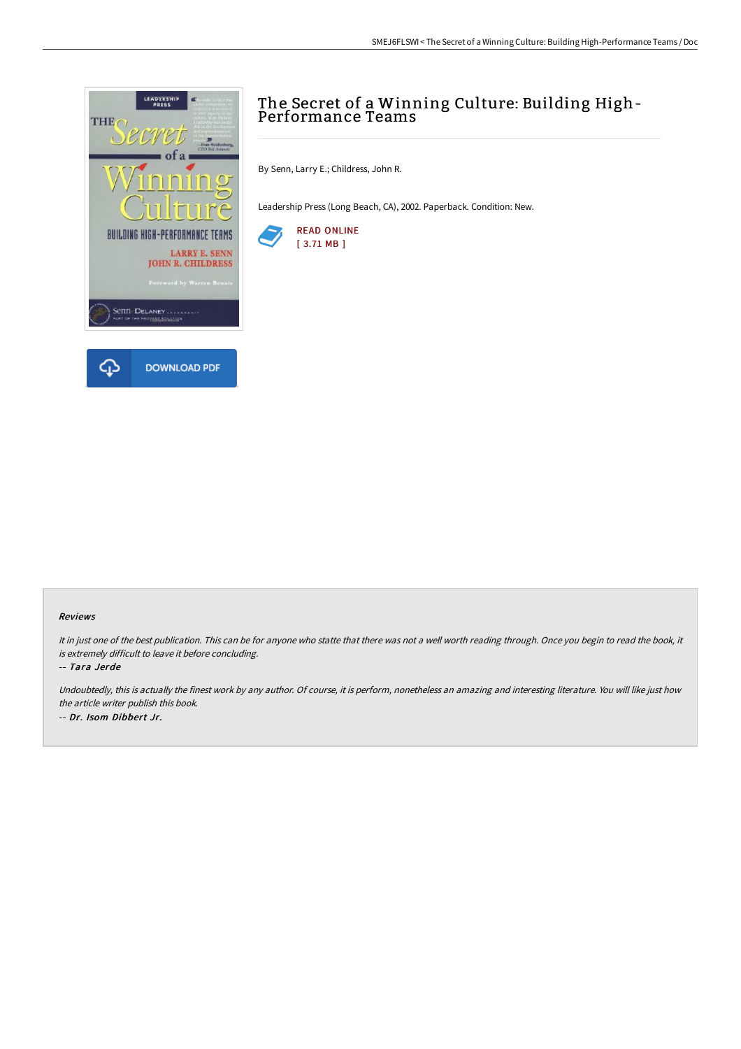# The Secret of a Winning Culture: Building High-Performance Teams

By Senn, Larry E.; Childress, John R.

Leadership Press (Long Beach, CA), 2002. Paperback. Condition: New.

READ ONLINE
[ 3.71 MB ]

DOWNLOAD PDF

#### Reviews

*It in just one of the best publication. This can be for anyone who statte that there was not a well worth reading through. Once you begin to read the book, it is extremely difficult to leave it before concluding.*

*-- Tara Jerde*

*Undoubtedly, this is actually the finest work by any author. Of course, it is perform, nonetheless an amazing and interesting literature. You will like just how the article writer publish this book.*

*-- Dr. Isom Dibbert Jr.*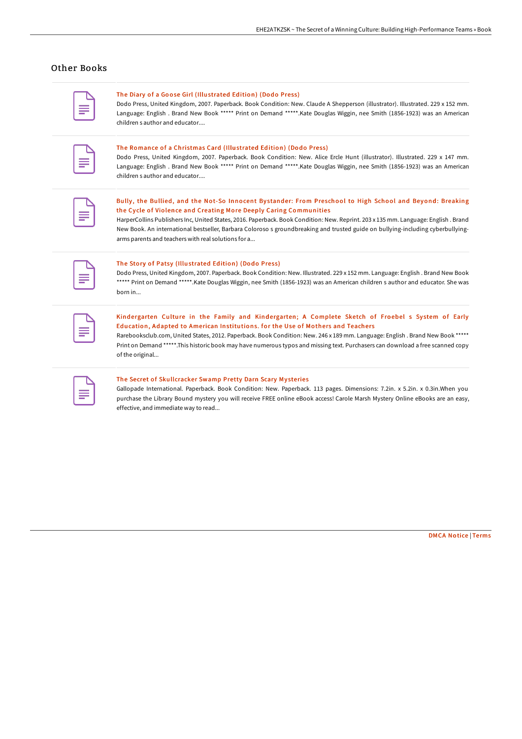## Other Books

### The Diary of a Goose Girl (Illustrated Edition) (Dodo Press)

Dodo Press, United Kingdom, 2007. Paperback. Book Condition: New. Claude A Shepperson (illustrator). Illustrated. 229 x 152 mm. Language: English . Brand New Book ***** Print on Demand *****.Kate Douglas Wiggin, nee Smith (1856-1923) was an American children s author and educator....

### The Romance of a Christmas Card (Illustrated Edition) (Dodo Press)

Dodo Press, United Kingdom, 2007. Paperback. Book Condition: New. Alice Ercle Hunt (illustrator). Illustrated. 229 x 147 mm. Language: English . Brand New Book ***** Print on Demand *****.Kate Douglas Wiggin, nee Smith (1856-1923) was an American children s author and educator....

### Bully, the Bullied, and the Not-So Innocent Bystander: From Preschool to High School and Beyond: Breaking the Cycle of Violence and Creating More Deeply Caring Communities

HarperCollins Publishers Inc, United States, 2016. Paperback. Book Condition: New. Reprint. 203 x 135 mm. Language: English . Brand New Book. An international bestseller, Barbara Coloroso s groundbreaking and trusted guide on bullying-including cyberbullying-arms parents and teachers with real solutions for a...

### The Story of Patsy (Illustrated Edition) (Dodo Press)

Dodo Press, United Kingdom, 2007. Paperback. Book Condition: New. Illustrated. 229 x 152 mm. Language: English . Brand New Book ***** Print on Demand *****.Kate Douglas Wiggin, nee Smith (1856-1923) was an American children s author and educator. She was born in...

### Kindergarten Culture in the Family and Kindergarten; A Complete Sketch of Froebel s System of Early Education, Adapted to American Institutions. for the Use of Mothers and Teachers

Rarebooksclub.com, United States, 2012. Paperback. Book Condition: New. 246 x 189 mm. Language: English . Brand New Book ***** Print on Demand *****.This historic book may have numerous typos and missing text. Purchasers can download a free scanned copy of the original...

### The Secret of Skullcracker Swamp Pretty Darn Scary Mysteries

Gallopade International. Paperback. Book Condition: New. Paperback. 113 pages. Dimensions: 7.2in. x 5.2in. x 0.3in.When you purchase the Library Bound mystery you will receive FREE online eBook access! Carole Marsh Mystery Online eBooks are an easy, effective, and immediate way to read...